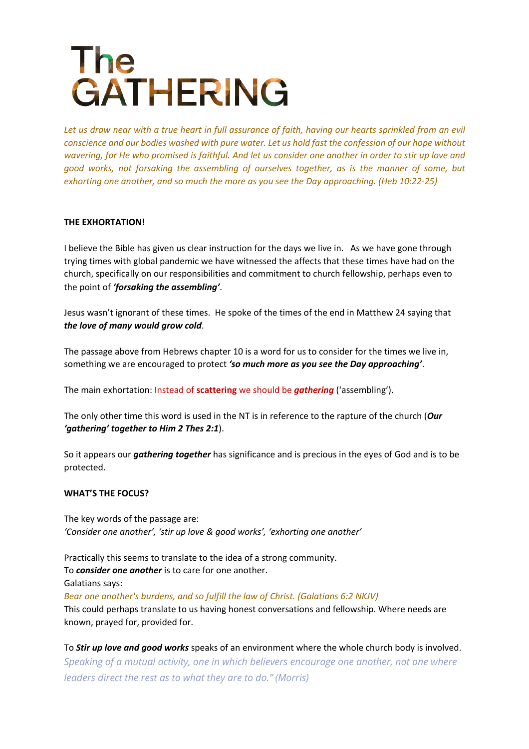# The GATHERING

*Let us draw near with a true heart in full assurance of faith, having our hearts sprinkled from an evil conscience and our bodies washed with pure water. Let us hold fast the confession of our hope without wavering, for He who promised is faithful. And let us consider one another in order to stir up love and good works, not forsaking the assembling of ourselves together, as is the manner of some, but exhorting one another, and so much the more as you see the Day approaching. (Heb 10:22-25)*

**THE EXHORTATION!**

I believe the Bible has given us clear instruction for the days we live in. As we have gone through trying times with global pandemic we have witnessed the affects that these times have had on the church, specifically on our responsibilities and commitment to church fellowship, perhaps even to the point of ***'forsaking the assembling'***.

Jesus wasn't ignorant of these times. He spoke of the times of the end in Matthew 24 saying that ***the love of many would grow cold***.

The passage above from Hebrews chapter 10 is a word for us to consider for the times we live in, something we are encouraged to protect ***'so much more as you see the Day approaching'***.

The main exhortation: Instead of **scattering** we should be ***gathering*** ('assembling').

The only other time this word is used in the NT is in reference to the rapture of the church (***Our 'gathering' together to Him 2 Thes 2:1***).

So it appears our ***gathering together*** has significance and is precious in the eyes of God and is to be protected.

**WHAT'S THE FOCUS?**

The key words of the passage are:
*'Consider one another', 'stir up love & good works', 'exhorting one another'*

Practically this seems to translate to the idea of a strong community.
To ***consider one another*** is to care for one another.
Galatians says:
*Bear one another's burdens, and so fulfill the law of Christ. (Galatians 6:2 NKJV)*
This could perhaps translate to us having honest conversations and fellowship. Where needs are known, prayed for, provided for.

To ***Stir up love and good works*** speaks of an environment where the whole church body is involved.
*Speaking of a mutual activity, one in which believers encourage one another, not one where leaders direct the rest as to what they are to do." (Morris)*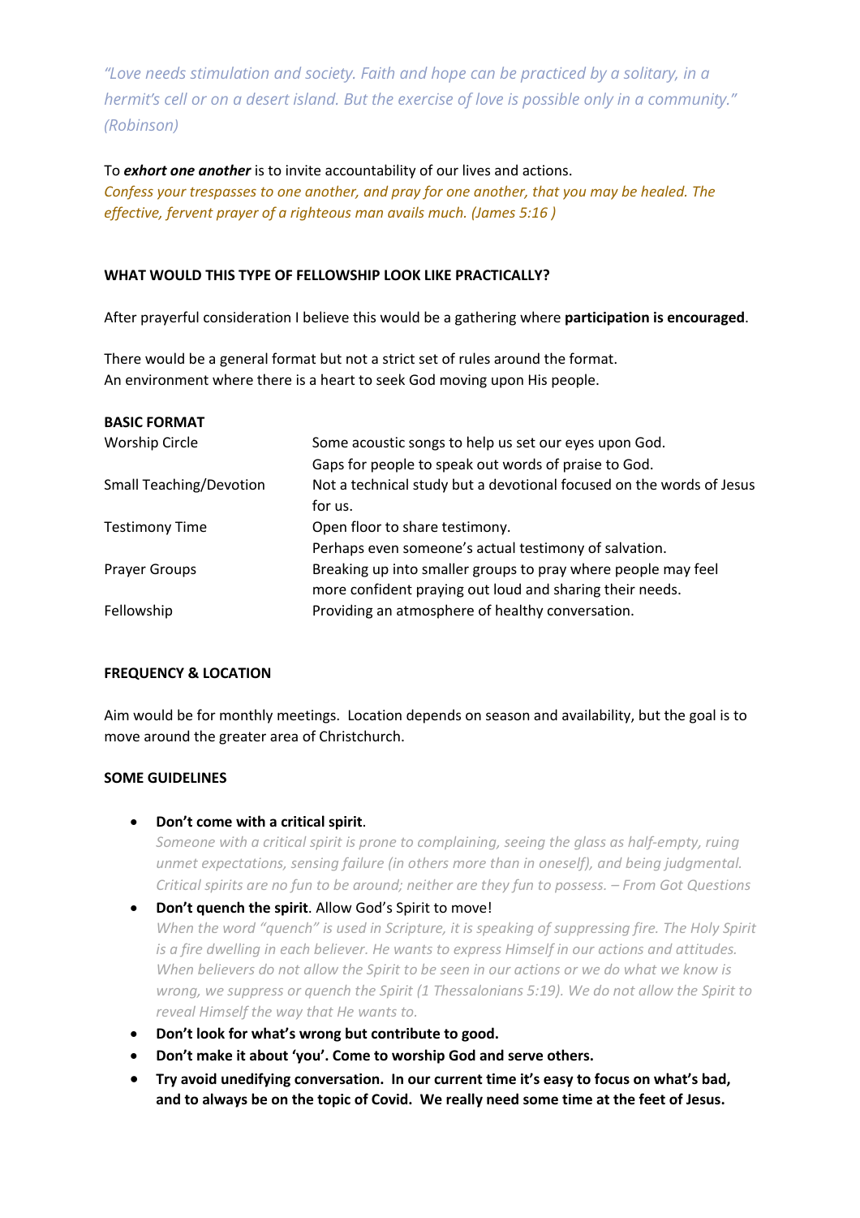*"Love needs stimulation and society. Faith and hope can be practiced by a solitary, in a hermit's cell or on a desert island. But the exercise of love is possible only in a community." (Robinson)*

To ***exhort one another*** is to invite accountability of our lives and actions.
*Confess your trespasses to one another, and pray for one another, that you may be healed. The effective, fervent prayer of a righteous man avails much. (James 5:16 )*

**WHAT WOULD THIS TYPE OF FELLOWSHIP LOOK LIKE PRACTICALLY?**

After prayerful consideration I believe this would be a gathering where **participation is encouraged**.

There would be a general format but not a strict set of rules around the format.
An environment where there is a heart to seek God moving upon His people.

**BASIC FORMAT**

| | |
|---|---|
| Worship Circle | Some acoustic songs to help us set our eyes upon God. Gaps for people to speak out words of praise to God. |
| Small Teaching/Devotion | Not a technical study but a devotional focused on the words of Jesus for us. |
| Testimony Time | Open floor to share testimony. Perhaps even someone's actual testimony of salvation. |
| Prayer Groups | Breaking up into smaller groups to pray where people may feel more confident praying out loud and sharing their needs. |
| Fellowship | Providing an atmosphere of healthy conversation. |

**FREQUENCY & LOCATION**

Aim would be for monthly meetings. Location depends on season and availability, but the goal is to move around the greater area of Christchurch.

**SOME GUIDELINES**

- **Don't come with a critical spirit**.
  *Someone with a critical spirit is prone to complaining, seeing the glass as half-empty, ruing unmet expectations, sensing failure (in others more than in oneself), and being judgmental. Critical spirits are no fun to be around; neither are they fun to possess. – From Got Questions*
- **Don't quench the spirit**. Allow God's Spirit to move!
  *When the word "quench" is used in Scripture, it is speaking of suppressing fire. The Holy Spirit is a fire dwelling in each believer. He wants to express Himself in our actions and attitudes. When believers do not allow the Spirit to be seen in our actions or we do what we know is wrong, we suppress or quench the Spirit (1 Thessalonians 5:19). We do not allow the Spirit to reveal Himself the way that He wants to.*
- **Don't look for what's wrong but contribute to good.**
- **Don't make it about 'you'. Come to worship God and serve others.**
- **Try avoid unedifying conversation. In our current time it's easy to focus on what's bad, and to always be on the topic of Covid. We really need some time at the feet of Jesus.**